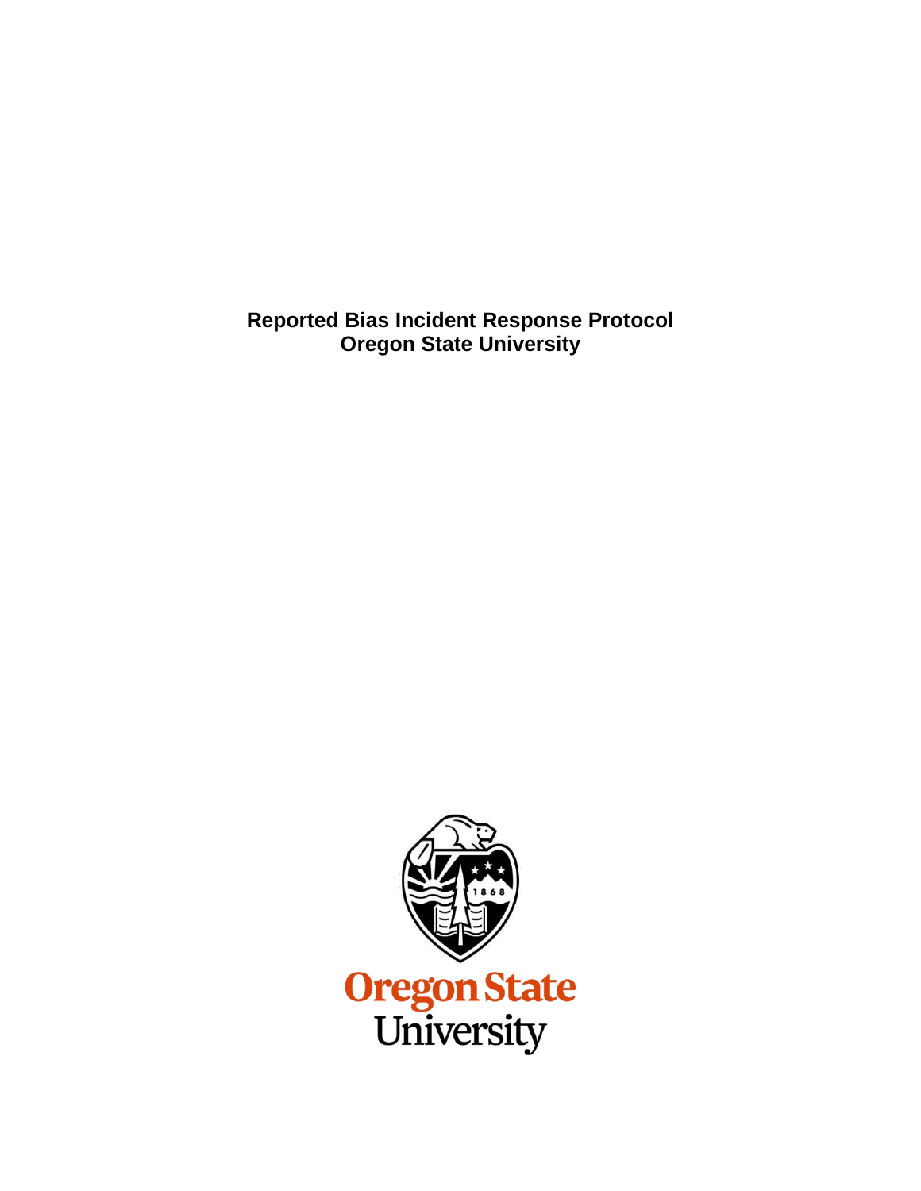# Reported Bias Incident Response Protocol
# Oregon State University

Oregon State University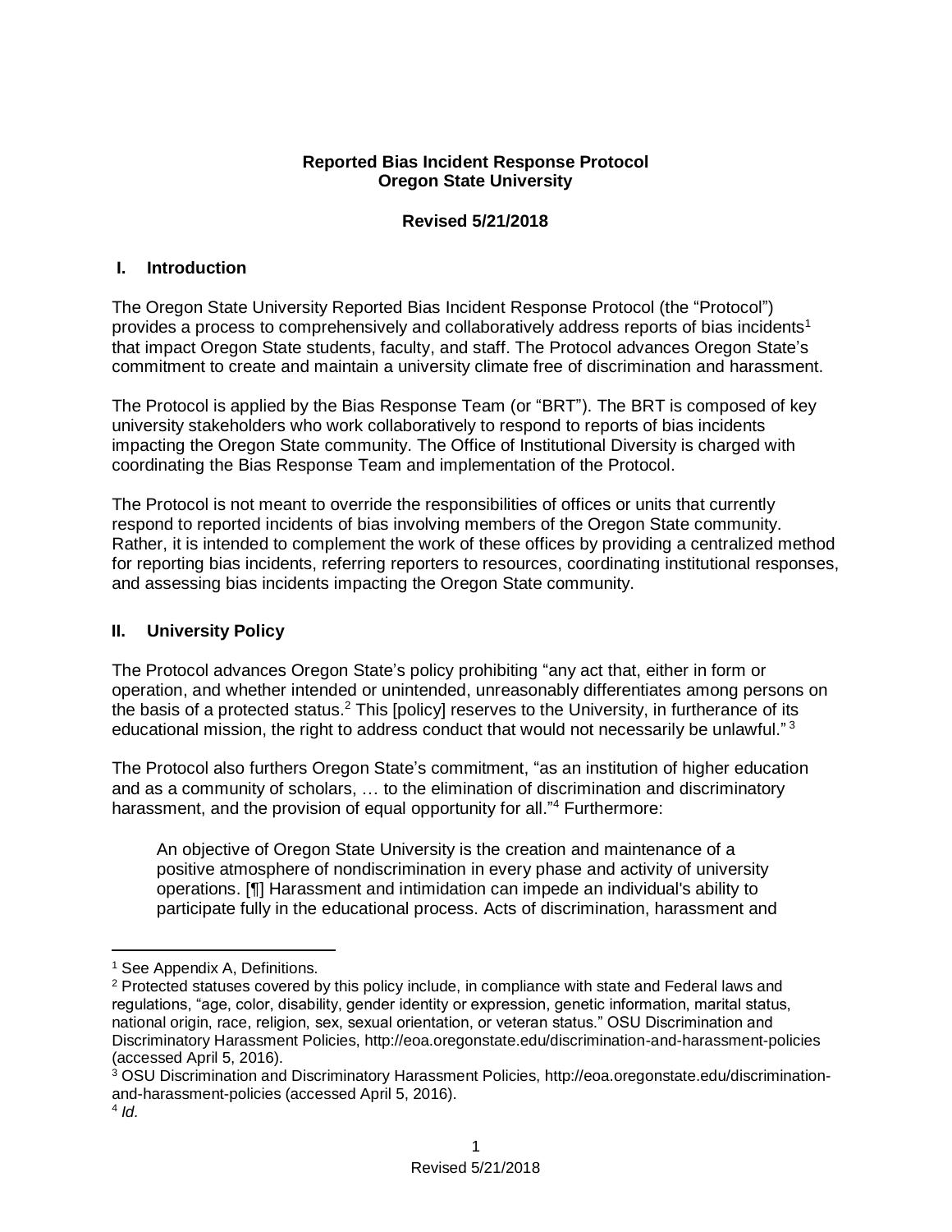**Reported Bias Incident Response Protocol**
**Oregon State University**

**Revised 5/21/2018**

## I. Introduction

The Oregon State University Reported Bias Incident Response Protocol (the "Protocol") provides a process to comprehensively and collaboratively address reports of bias incidents[1] that impact Oregon State students, faculty, and staff. The Protocol advances Oregon State's commitment to create and maintain a university climate free of discrimination and harassment.

The Protocol is applied by the Bias Response Team (or "BRT"). The BRT is composed of key university stakeholders who work collaboratively to respond to reports of bias incidents impacting the Oregon State community. The Office of Institutional Diversity is charged with coordinating the Bias Response Team and implementation of the Protocol.

The Protocol is not meant to override the responsibilities of offices or units that currently respond to reported incidents of bias involving members of the Oregon State community. Rather, it is intended to complement the work of these offices by providing a centralized method for reporting bias incidents, referring reporters to resources, coordinating institutional responses, and assessing bias incidents impacting the Oregon State community.

## II. University Policy

The Protocol advances Oregon State's policy prohibiting "any act that, either in form or operation, and whether intended or unintended, unreasonably differentiates among persons on the basis of a protected status.[2] This [policy] reserves to the University, in furtherance of its educational mission, the right to address conduct that would not necessarily be unlawful."[3]

The Protocol also furthers Oregon State's commitment, "as an institution of higher education and as a community of scholars, … to the elimination of discrimination and discriminatory harassment, and the provision of equal opportunity for all."[4] Furthermore:

> An objective of Oregon State University is the creation and maintenance of a positive atmosphere of nondiscrimination in every phase and activity of university operations. [¶] Harassment and intimidation can impede an individual's ability to participate fully in the educational process. Acts of discrimination, harassment and

---

[1] See Appendix A, Definitions.

[2] Protected statuses covered by this policy include, in compliance with state and Federal laws and regulations, "age, color, disability, gender identity or expression, genetic information, marital status, national origin, race, religion, sex, sexual orientation, or veteran status." OSU Discrimination and Discriminatory Harassment Policies, http://eoa.oregonstate.edu/discrimination-and-harassment-policies (accessed April 5, 2016).

[3] OSU Discrimination and Discriminatory Harassment Policies, http://eoa.oregonstate.edu/discrimination-and-harassment-policies (accessed April 5, 2016).

[4] *Id.*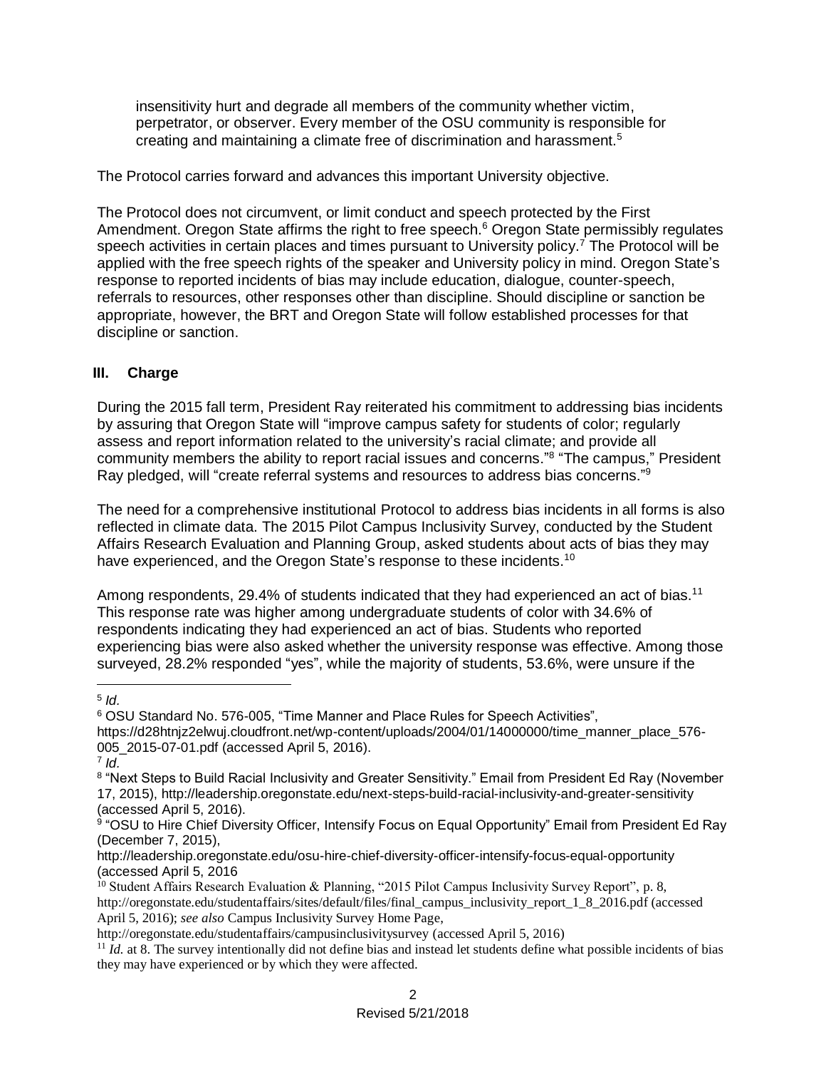insensitivity hurt and degrade all members of the community whether victim, perpetrator, or observer. Every member of the OSU community is responsible for creating and maintaining a climate free of discrimination and harassment.[5]

The Protocol carries forward and advances this important University objective.

The Protocol does not circumvent, or limit conduct and speech protected by the First Amendment. Oregon State affirms the right to free speech.[6] Oregon State permissibly regulates speech activities in certain places and times pursuant to University policy.[7] The Protocol will be applied with the free speech rights of the speaker and University policy in mind. Oregon State's response to reported incidents of bias may include education, dialogue, counter-speech, referrals to resources, other responses other than discipline. Should discipline or sanction be appropriate, however, the BRT and Oregon State will follow established processes for that discipline or sanction.

## III. Charge

During the 2015 fall term, President Ray reiterated his commitment to addressing bias incidents by assuring that Oregon State will "improve campus safety for students of color; regularly assess and report information related to the university's racial climate; and provide all community members the ability to report racial issues and concerns."[8] "The campus," President Ray pledged, will "create referral systems and resources to address bias concerns."[9]

The need for a comprehensive institutional Protocol to address bias incidents in all forms is also reflected in climate data. The 2015 Pilot Campus Inclusivity Survey, conducted by the Student Affairs Research Evaluation and Planning Group, asked students about acts of bias they may have experienced, and the Oregon State's response to these incidents.[10]

Among respondents, 29.4% of students indicated that they had experienced an act of bias.[11] This response rate was higher among undergraduate students of color with 34.6% of respondents indicating they had experienced an act of bias. Students who reported experiencing bias were also asked whether the university response was effective. Among those surveyed, 28.2% responded "yes", while the majority of students, 53.6%, were unsure if the

---

[5] *Id.*

[6] OSU Standard No. 576-005, "Time Manner and Place Rules for Speech Activities", https://d28htnjz2elwuj.cloudfront.net/wp-content/uploads/2004/01/14000000/time_manner_place_576-005_2015-07-01.pdf (accessed April 5, 2016).

[7] *Id.*

[8] "Next Steps to Build Racial Inclusivity and Greater Sensitivity." Email from President Ed Ray (November 17, 2015), http://leadership.oregonstate.edu/next-steps-build-racial-inclusivity-and-greater-sensitivity (accessed April 5, 2016).

[9] "OSU to Hire Chief Diversity Officer, Intensify Focus on Equal Opportunity" Email from President Ed Ray (December 7, 2015), http://leadership.oregonstate.edu/osu-hire-chief-diversity-officer-intensify-focus-equal-opportunity (accessed April 5, 2016

[10] Student Affairs Research Evaluation & Planning, "2015 Pilot Campus Inclusivity Survey Report", p. 8, http://oregonstate.edu/studentaffairs/sites/default/files/final_campus_inclusivity_report_1_8_2016.pdf (accessed April 5, 2016); *see also* Campus Inclusivity Survey Home Page, http://oregonstate.edu/studentaffairs/campusinclusivitysurvey (accessed April 5, 2016)

[11] *Id.* at 8. The survey intentionally did not define bias and instead let students define what possible incidents of bias they may have experienced or by which they were affected.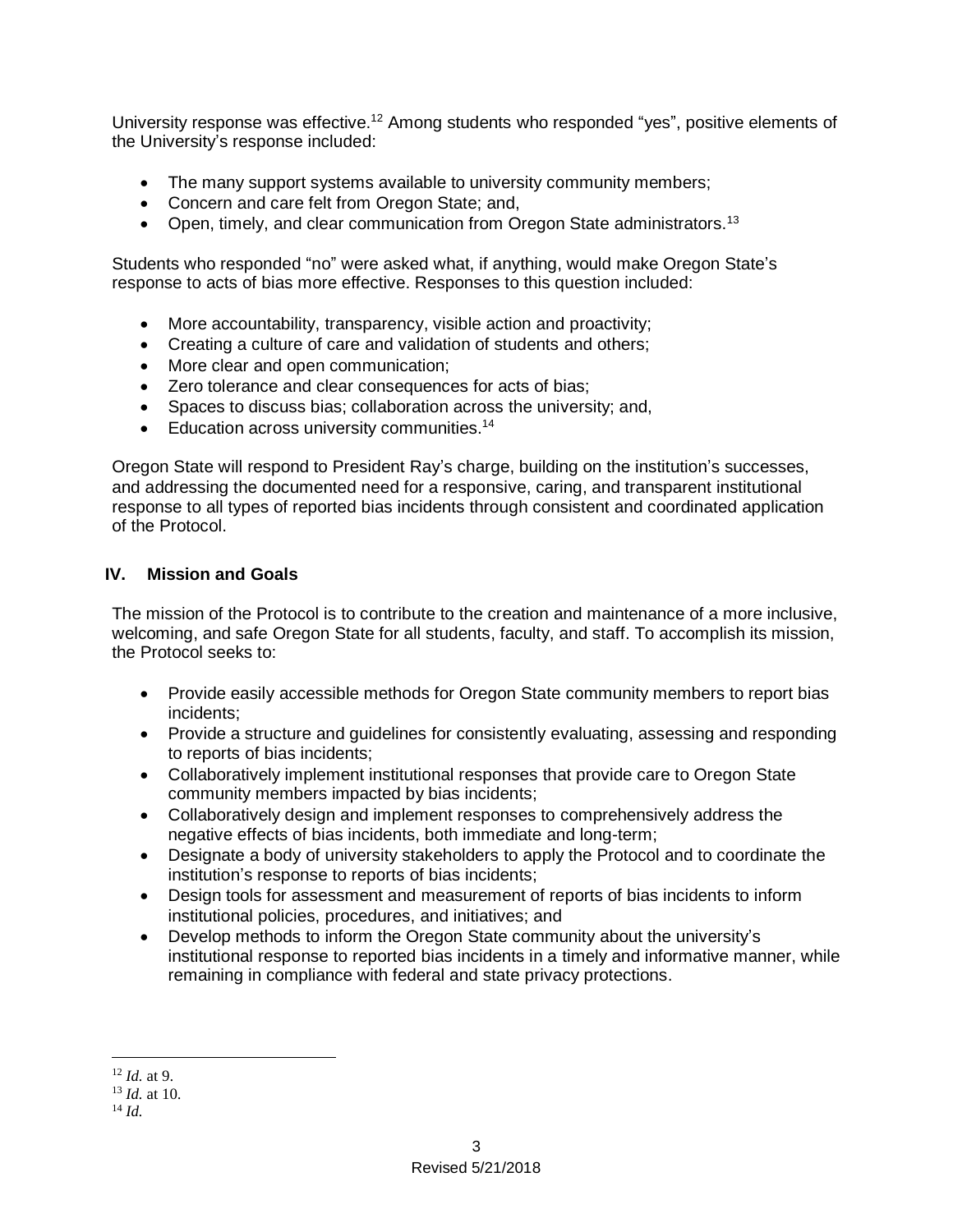University response was effective.[12] Among students who responded "yes", positive elements of the University's response included:

- The many support systems available to university community members;
- Concern and care felt from Oregon State; and,
- Open, timely, and clear communication from Oregon State administrators.[13]

Students who responded "no" were asked what, if anything, would make Oregon State's response to acts of bias more effective. Responses to this question included:

- More accountability, transparency, visible action and proactivity;
- Creating a culture of care and validation of students and others;
- More clear and open communication;
- Zero tolerance and clear consequences for acts of bias;
- Spaces to discuss bias; collaboration across the university; and,
- Education across university communities.[14]

Oregon State will respond to President Ray's charge, building on the institution's successes, and addressing the documented need for a responsive, caring, and transparent institutional response to all types of reported bias incidents through consistent and coordinated application of the Protocol.

## IV. Mission and Goals

The mission of the Protocol is to contribute to the creation and maintenance of a more inclusive, welcoming, and safe Oregon State for all students, faculty, and staff. To accomplish its mission, the Protocol seeks to:

- Provide easily accessible methods for Oregon State community members to report bias incidents;
- Provide a structure and guidelines for consistently evaluating, assessing and responding to reports of bias incidents;
- Collaboratively implement institutional responses that provide care to Oregon State community members impacted by bias incidents;
- Collaboratively design and implement responses to comprehensively address the negative effects of bias incidents, both immediate and long-term;
- Designate a body of university stakeholders to apply the Protocol and to coordinate the institution's response to reports of bias incidents;
- Design tools for assessment and measurement of reports of bias incidents to inform institutional policies, procedures, and initiatives; and
- Develop methods to inform the Oregon State community about the university's institutional response to reported bias incidents in a timely and informative manner, while remaining in compliance with federal and state privacy protections.

---

[12] *Id.* at 9.
[13] *Id.* at 10.
[14] *Id.*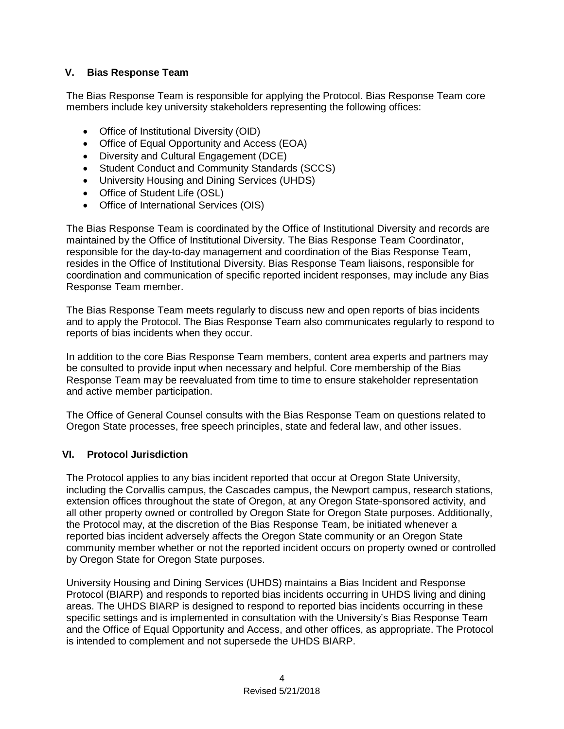## V. Bias Response Team

The Bias Response Team is responsible for applying the Protocol. Bias Response Team core members include key university stakeholders representing the following offices:

- Office of Institutional Diversity (OID)
- Office of Equal Opportunity and Access (EOA)
- Diversity and Cultural Engagement (DCE)
- Student Conduct and Community Standards (SCCS)
- University Housing and Dining Services (UHDS)
- Office of Student Life (OSL)
- Office of International Services (OIS)

The Bias Response Team is coordinated by the Office of Institutional Diversity and records are maintained by the Office of Institutional Diversity. The Bias Response Team Coordinator, responsible for the day-to-day management and coordination of the Bias Response Team, resides in the Office of Institutional Diversity. Bias Response Team liaisons, responsible for coordination and communication of specific reported incident responses, may include any Bias Response Team member.

The Bias Response Team meets regularly to discuss new and open reports of bias incidents and to apply the Protocol. The Bias Response Team also communicates regularly to respond to reports of bias incidents when they occur.

In addition to the core Bias Response Team members, content area experts and partners may be consulted to provide input when necessary and helpful. Core membership of the Bias Response Team may be reevaluated from time to time to ensure stakeholder representation and active member participation.

The Office of General Counsel consults with the Bias Response Team on questions related to Oregon State processes, free speech principles, state and federal law, and other issues.

## VI. Protocol Jurisdiction

The Protocol applies to any bias incident reported that occur at Oregon State University, including the Corvallis campus, the Cascades campus, the Newport campus, research stations, extension offices throughout the state of Oregon, at any Oregon State-sponsored activity, and all other property owned or controlled by Oregon State for Oregon State purposes. Additionally, the Protocol may, at the discretion of the Bias Response Team, be initiated whenever a reported bias incident adversely affects the Oregon State community or an Oregon State community member whether or not the reported incident occurs on property owned or controlled by Oregon State for Oregon State purposes.

University Housing and Dining Services (UHDS) maintains a Bias Incident and Response Protocol (BIARP) and responds to reported bias incidents occurring in UHDS living and dining areas. The UHDS BIARP is designed to respond to reported bias incidents occurring in these specific settings and is implemented in consultation with the University's Bias Response Team and the Office of Equal Opportunity and Access, and other offices, as appropriate. The Protocol is intended to complement and not supersede the UHDS BIARP.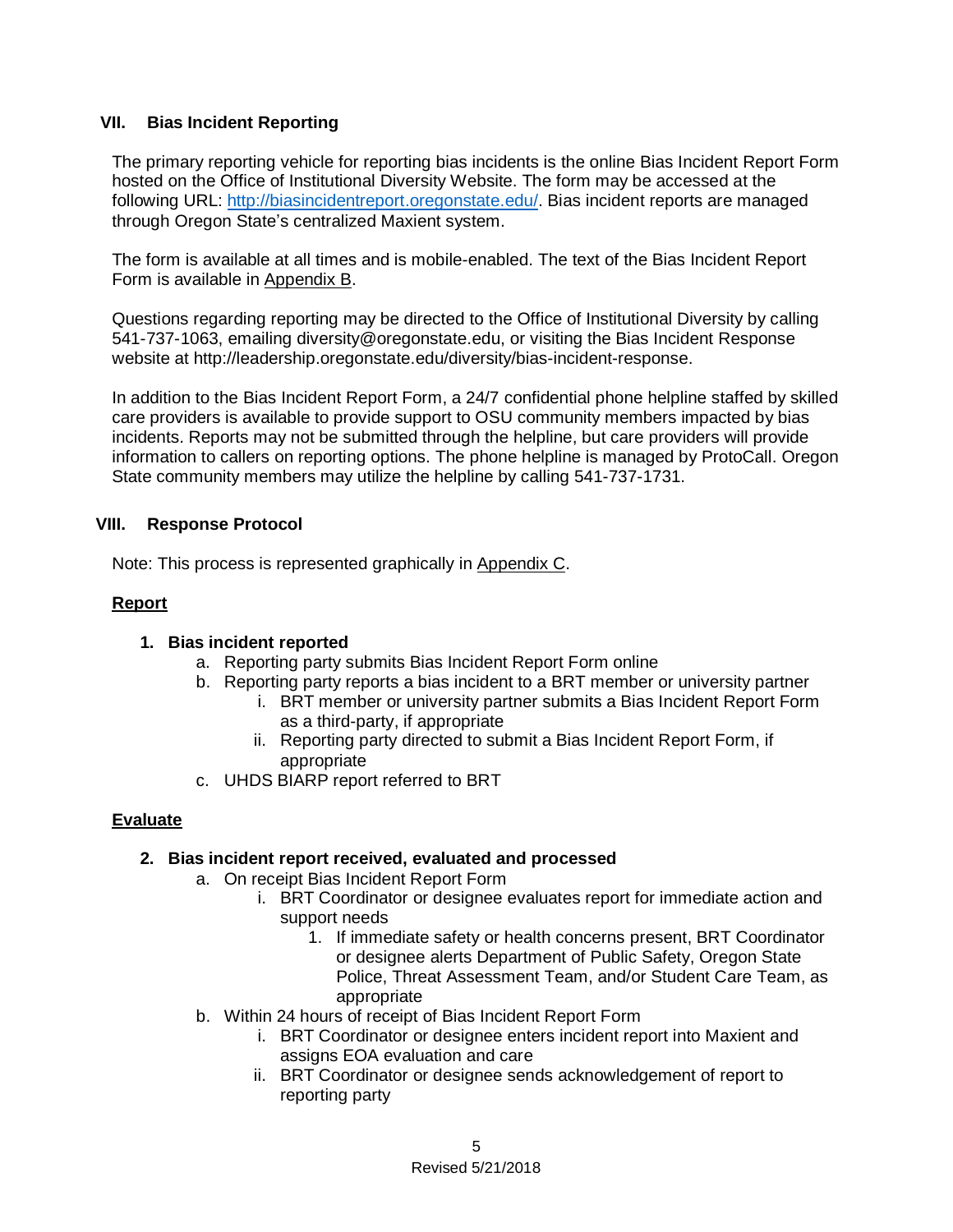## VII. Bias Incident Reporting

The primary reporting vehicle for reporting bias incidents is the online Bias Incident Report Form hosted on the Office of Institutional Diversity Website. The form may be accessed at the following URL: [http://biasincidentreport.oregonstate.edu/](http://biasincidentreport.oregonstate.edu/). Bias incident reports are managed through Oregon State's centralized Maxient system.

The form is available at all times and is mobile-enabled. The text of the Bias Incident Report Form is available in Appendix B.

Questions regarding reporting may be directed to the Office of Institutional Diversity by calling 541-737-1063, emailing diversity@oregonstate.edu, or visiting the Bias Incident Response website at http://leadership.oregonstate.edu/diversity/bias-incident-response.

In addition to the Bias Incident Report Form, a 24/7 confidential phone helpline staffed by skilled care providers is available to provide support to OSU community members impacted by bias incidents. Reports may not be submitted through the helpline, but care providers will provide information to callers on reporting options. The phone helpline is managed by ProtoCall. Oregon State community members may utilize the helpline by calling 541-737-1731.

## VIII. Response Protocol

Note: This process is represented graphically in Appendix C.

### Report

1. **Bias incident reported**
   a. Reporting party submits Bias Incident Report Form online
   b. Reporting party reports a bias incident to a BRT member or university partner
      i. BRT member or university partner submits a Bias Incident Report Form as a third-party, if appropriate
      ii. Reporting party directed to submit a Bias Incident Report Form, if appropriate
   c. UHDS BIARP report referred to BRT

### Evaluate

2. **Bias incident report received, evaluated and processed**
   a. On receipt Bias Incident Report Form
      i. BRT Coordinator or designee evaluates report for immediate action and support needs
         1. If immediate safety or health concerns present, BRT Coordinator or designee alerts Department of Public Safety, Oregon State Police, Threat Assessment Team, and/or Student Care Team, as appropriate
   b. Within 24 hours of receipt of Bias Incident Report Form
      i. BRT Coordinator or designee enters incident report into Maxient and assigns EOA evaluation and care
      ii. BRT Coordinator or designee sends acknowledgement of report to reporting party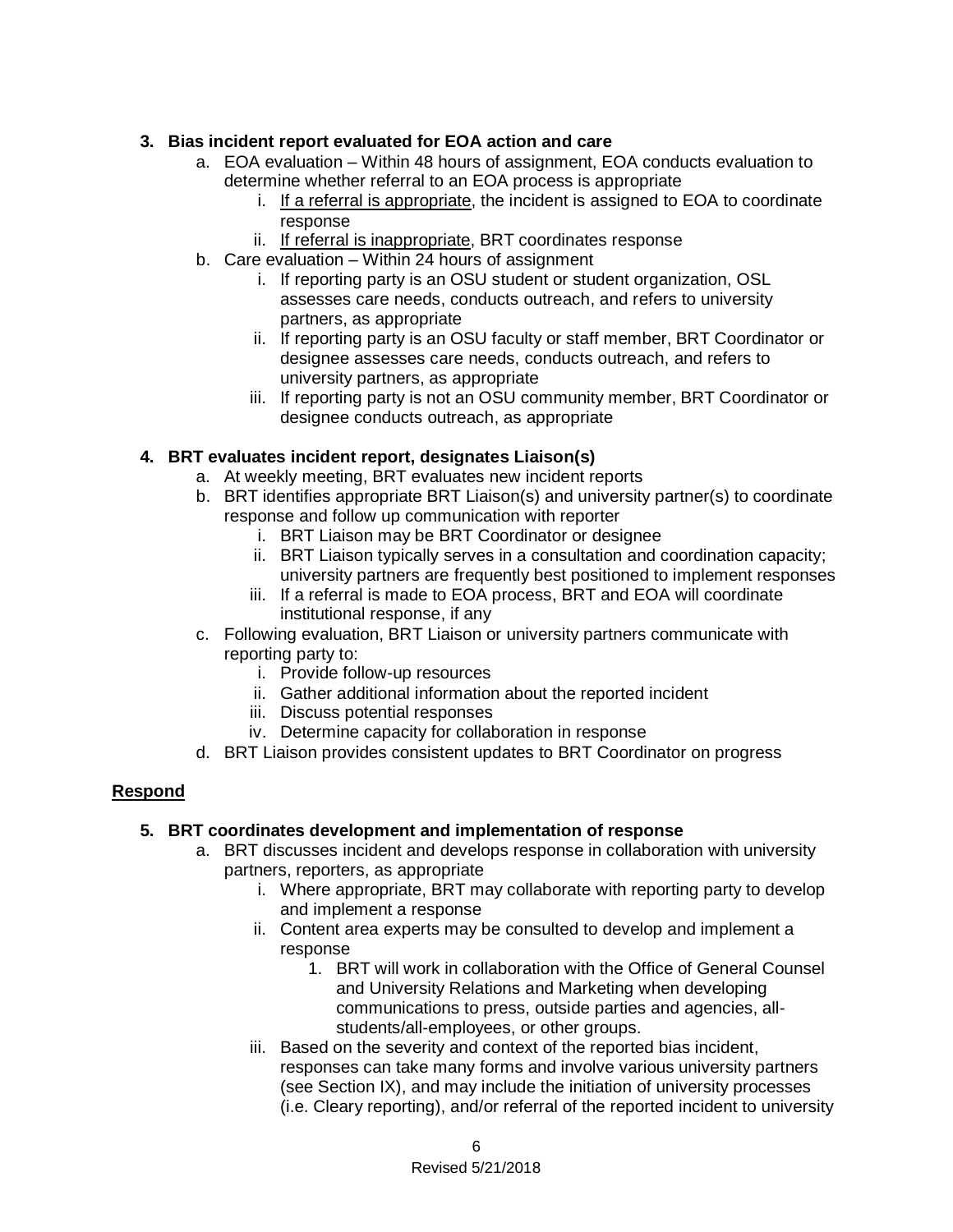3. **Bias incident report evaluated for EOA action and care**
    a. EOA evaluation – Within 48 hours of assignment, EOA conducts evaluation to determine whether referral to an EOA process is appropriate
        i. If a referral is appropriate, the incident is assigned to EOA to coordinate response
        ii. If referral is inappropriate, BRT coordinates response
    b. Care evaluation – Within 24 hours of assignment
        i. If reporting party is an OSU student or student organization, OSL assesses care needs, conducts outreach, and refers to university partners, as appropriate
        ii. If reporting party is an OSU faculty or staff member, BRT Coordinator or designee assesses care needs, conducts outreach, and refers to university partners, as appropriate
        iii. If reporting party is not an OSU community member, BRT Coordinator or designee conducts outreach, as appropriate

4. **BRT evaluates incident report, designates Liaison(s)**
    a. At weekly meeting, BRT evaluates new incident reports
    b. BRT identifies appropriate BRT Liaison(s) and university partner(s) to coordinate response and follow up communication with reporter
        i. BRT Liaison may be BRT Coordinator or designee
        ii. BRT Liaison typically serves in a consultation and coordination capacity; university partners are frequently best positioned to implement responses
        iii. If a referral is made to EOA process, BRT and EOA will coordinate institutional response, if any
    c. Following evaluation, BRT Liaison or university partners communicate with reporting party to:
        i. Provide follow-up resources
        ii. Gather additional information about the reported incident
        iii. Discuss potential responses
        iv. Determine capacity for collaboration in response
    d. BRT Liaison provides consistent updates to BRT Coordinator on progress

## Respond

5. **BRT coordinates development and implementation of response**
    a. BRT discusses incident and develops response in collaboration with university partners, reporters, as appropriate
        i. Where appropriate, BRT may collaborate with reporting party to develop and implement a response
        ii. Content area experts may be consulted to develop and implement a response
            1. BRT will work in collaboration with the Office of General Counsel and University Relations and Marketing when developing communications to press, outside parties and agencies, all-students/all-employees, or other groups.
        iii. Based on the severity and context of the reported bias incident, responses can take many forms and involve various university partners (see Section IX), and may include the initiation of university processes (i.e. Cleary reporting), and/or referral of the reported incident to university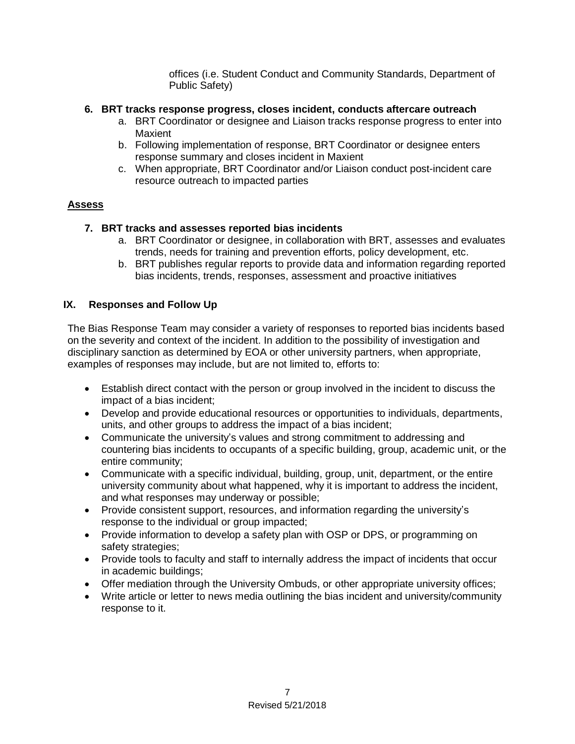offices (i.e. Student Conduct and Community Standards, Department of Public Safety)

6. **BRT tracks response progress, closes incident, conducts aftercare outreach**
   a. BRT Coordinator or designee and Liaison tracks response progress to enter into Maxient
   b. Following implementation of response, BRT Coordinator or designee enters response summary and closes incident in Maxient
   c. When appropriate, BRT Coordinator and/or Liaison conduct post-incident care resource outreach to impacted parties

**<u>Assess</u>**

7. **BRT tracks and assesses reported bias incidents**
   a. BRT Coordinator or designee, in collaboration with BRT, assesses and evaluates trends, needs for training and prevention efforts, policy development, etc.
   b. BRT publishes regular reports to provide data and information regarding reported bias incidents, trends, responses, assessment and proactive initiatives

## IX. Responses and Follow Up

The Bias Response Team may consider a variety of responses to reported bias incidents based on the severity and context of the incident. In addition to the possibility of investigation and disciplinary sanction as determined by EOA or other university partners, when appropriate, examples of responses may include, but are not limited to, efforts to:

- Establish direct contact with the person or group involved in the incident to discuss the impact of a bias incident;
- Develop and provide educational resources or opportunities to individuals, departments, units, and other groups to address the impact of a bias incident;
- Communicate the university's values and strong commitment to addressing and countering bias incidents to occupants of a specific building, group, academic unit, or the entire community;
- Communicate with a specific individual, building, group, unit, department, or the entire university community about what happened, why it is important to address the incident, and what responses may underway or possible;
- Provide consistent support, resources, and information regarding the university's response to the individual or group impacted;
- Provide information to develop a safety plan with OSP or DPS, or programming on safety strategies;
- Provide tools to faculty and staff to internally address the impact of incidents that occur in academic buildings;
- Offer mediation through the University Ombuds, or other appropriate university offices;
- Write article or letter to news media outlining the bias incident and university/community response to it.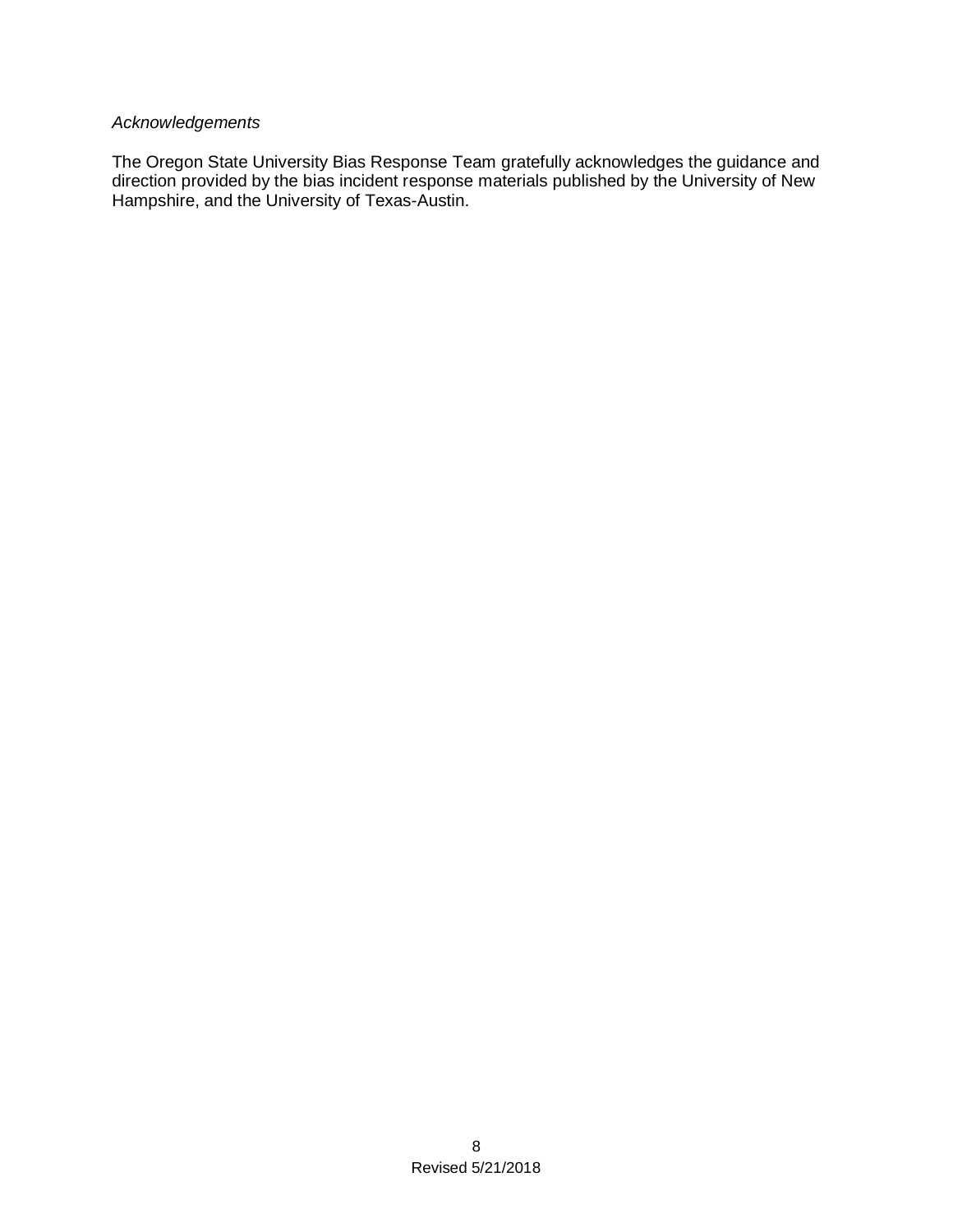*Acknowledgements*

The Oregon State University Bias Response Team gratefully acknowledges the guidance and direction provided by the bias incident response materials published by the University of New Hampshire, and the University of Texas-Austin.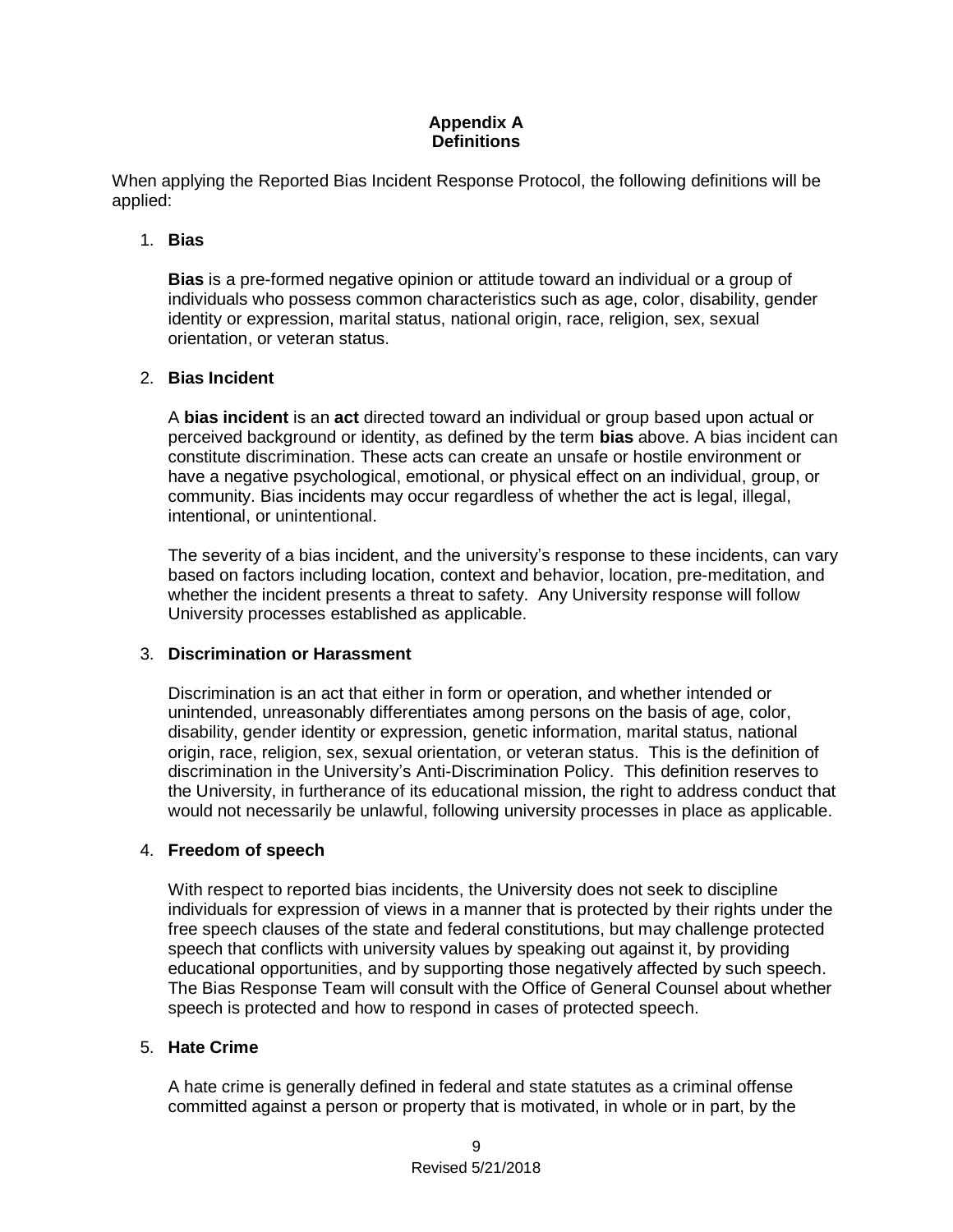# Appendix A
# Definitions

When applying the Reported Bias Incident Response Protocol, the following definitions will be applied:

1. **Bias**

   **Bias** is a pre-formed negative opinion or attitude toward an individual or a group of individuals who possess common characteristics such as age, color, disability, gender identity or expression, marital status, national origin, race, religion, sex, sexual orientation, or veteran status.

2. **Bias Incident**

   A **bias incident** is an **act** directed toward an individual or group based upon actual or perceived background or identity, as defined by the term **bias** above. A bias incident can constitute discrimination. These acts can create an unsafe or hostile environment or have a negative psychological, emotional, or physical effect on an individual, group, or community. Bias incidents may occur regardless of whether the act is legal, illegal, intentional, or unintentional.

   The severity of a bias incident, and the university's response to these incidents, can vary based on factors including location, context and behavior, location, pre-meditation, and whether the incident presents a threat to safety. Any University response will follow University processes established as applicable.

3. **Discrimination or Harassment**

   Discrimination is an act that either in form or operation, and whether intended or unintended, unreasonably differentiates among persons on the basis of age, color, disability, gender identity or expression, genetic information, marital status, national origin, race, religion, sex, sexual orientation, or veteran status. This is the definition of discrimination in the University's Anti-Discrimination Policy. This definition reserves to the University, in furtherance of its educational mission, the right to address conduct that would not necessarily be unlawful, following university processes in place as applicable.

4. **Freedom of speech**

   With respect to reported bias incidents, the University does not seek to discipline individuals for expression of views in a manner that is protected by their rights under the free speech clauses of the state and federal constitutions, but may challenge protected speech that conflicts with university values by speaking out against it, by providing educational opportunities, and by supporting those negatively affected by such speech. The Bias Response Team will consult with the Office of General Counsel about whether speech is protected and how to respond in cases of protected speech.

5. **Hate Crime**

   A hate crime is generally defined in federal and state statutes as a criminal offense committed against a person or property that is motivated, in whole or in part, by the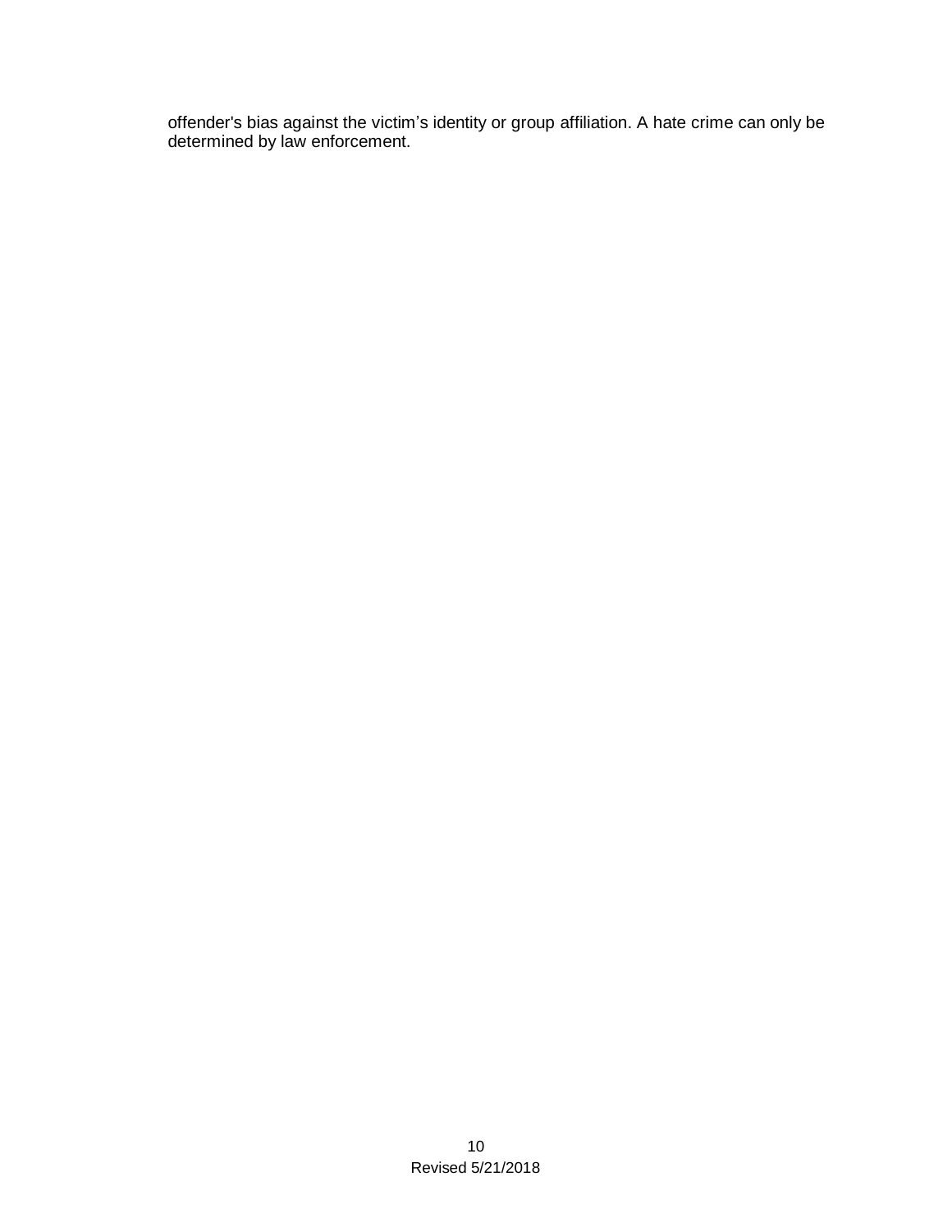offender's bias against the victim's identity or group affiliation. A hate crime can only be determined by law enforcement.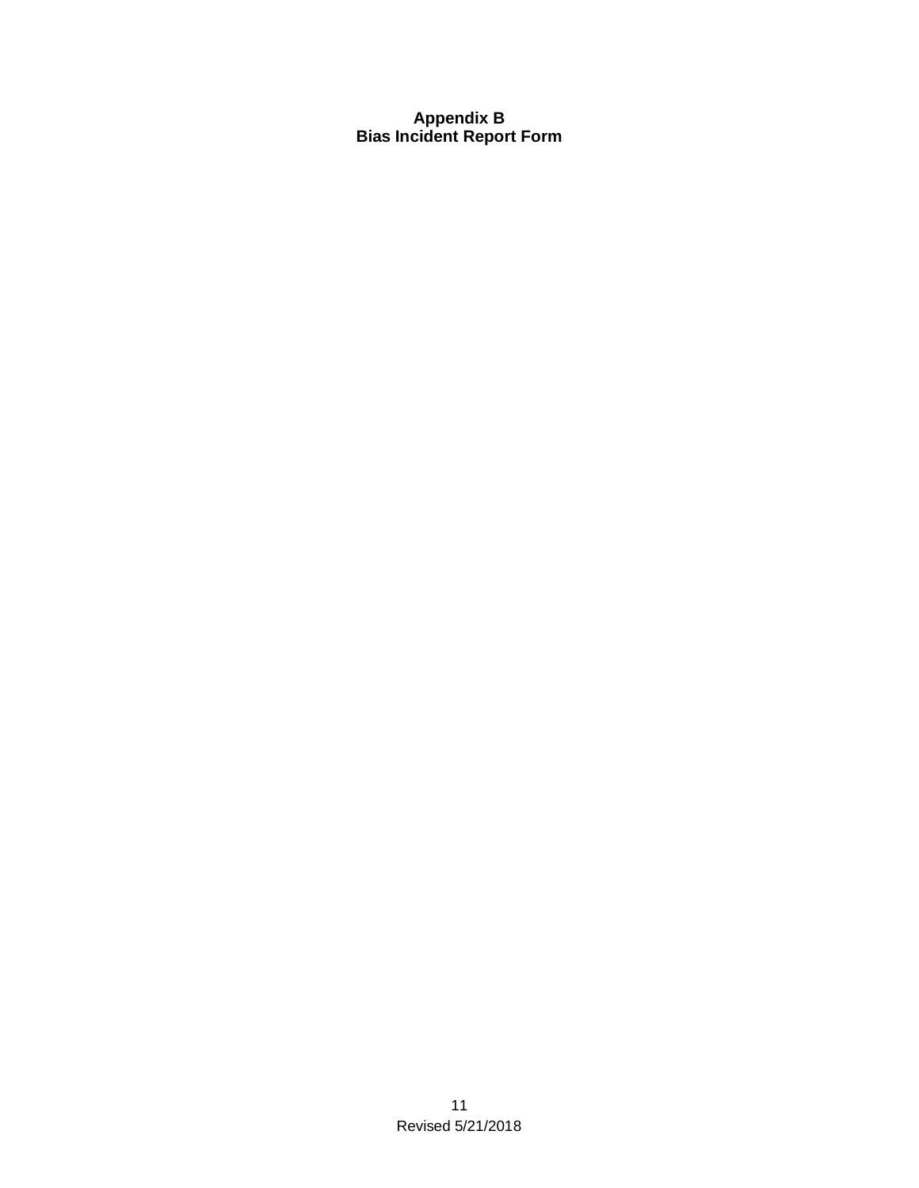# Appendix B
## Bias Incident Report Form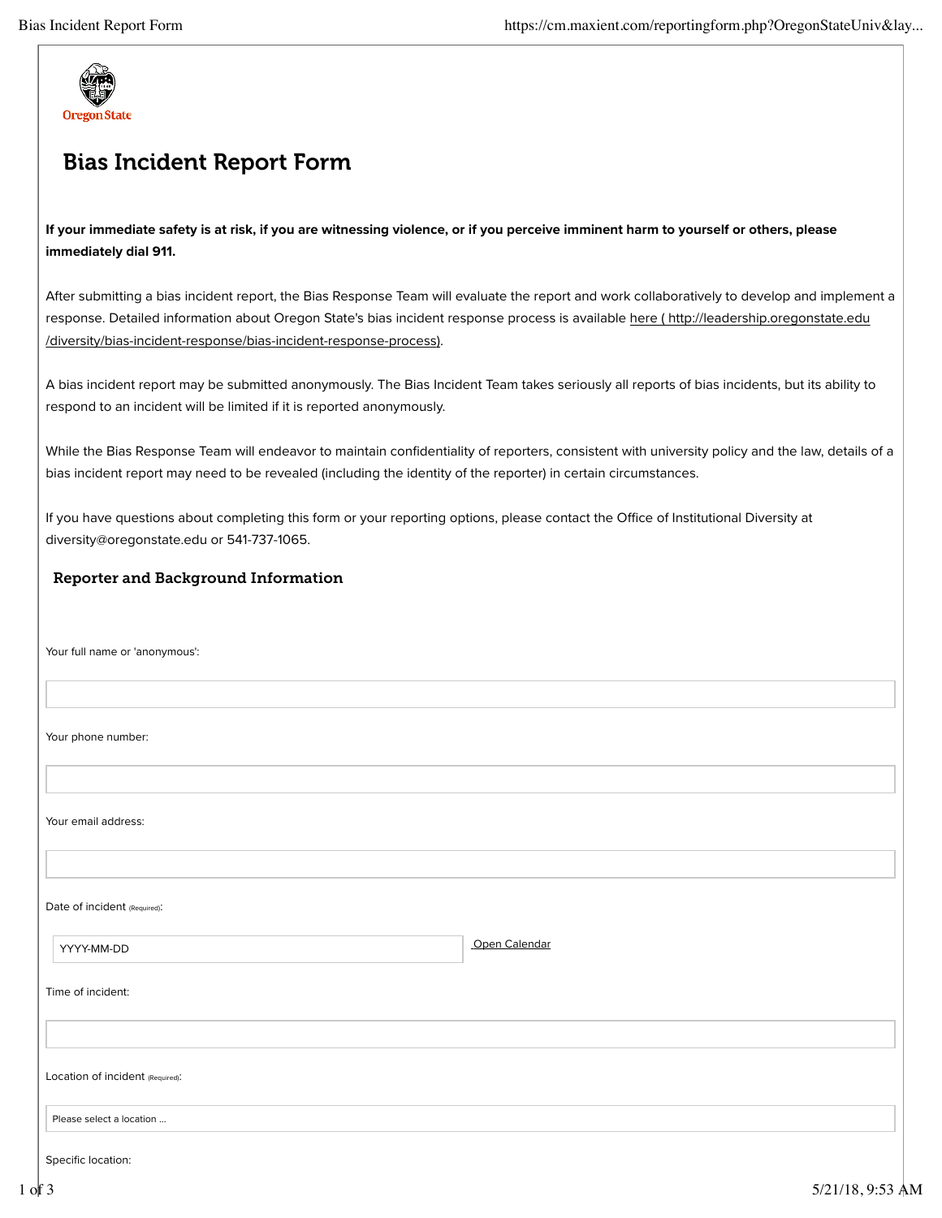Oregon State

# Bias Incident Report Form

**If your immediate safety is at risk, if you are witnessing violence, or if you perceive imminent harm to yourself or others, please immediately dial 911.**

After submitting a bias incident report, the Bias Response Team will evaluate the report and work collaboratively to develop and implement a response. Detailed information about Oregon State's bias incident response process is available here ( http://leadership.oregonstate.edu/diversity/bias-incident-response/bias-incident-response-process).

A bias incident report may be submitted anonymously. The Bias Incident Team takes seriously all reports of bias incidents, but its ability to respond to an incident will be limited if it is reported anonymously.

While the Bias Response Team will endeavor to maintain confidentiality of reporters, consistent with university policy and the law, details of a bias incident report may need to be revealed (including the identity of the reporter) in certain circumstances.

If you have questions about completing this form or your reporting options, please contact the Office of Institutional Diversity at diversity@oregonstate.edu or 541-737-1065.

## Reporter and Background Information

Your full name or 'anonymous':

Your phone number:

Your email address:

Date of incident (Required):

YYYY-MM-DD

Open Calendar

Time of incident:

Location of incident (Required):

Please select a location ...

Specific location: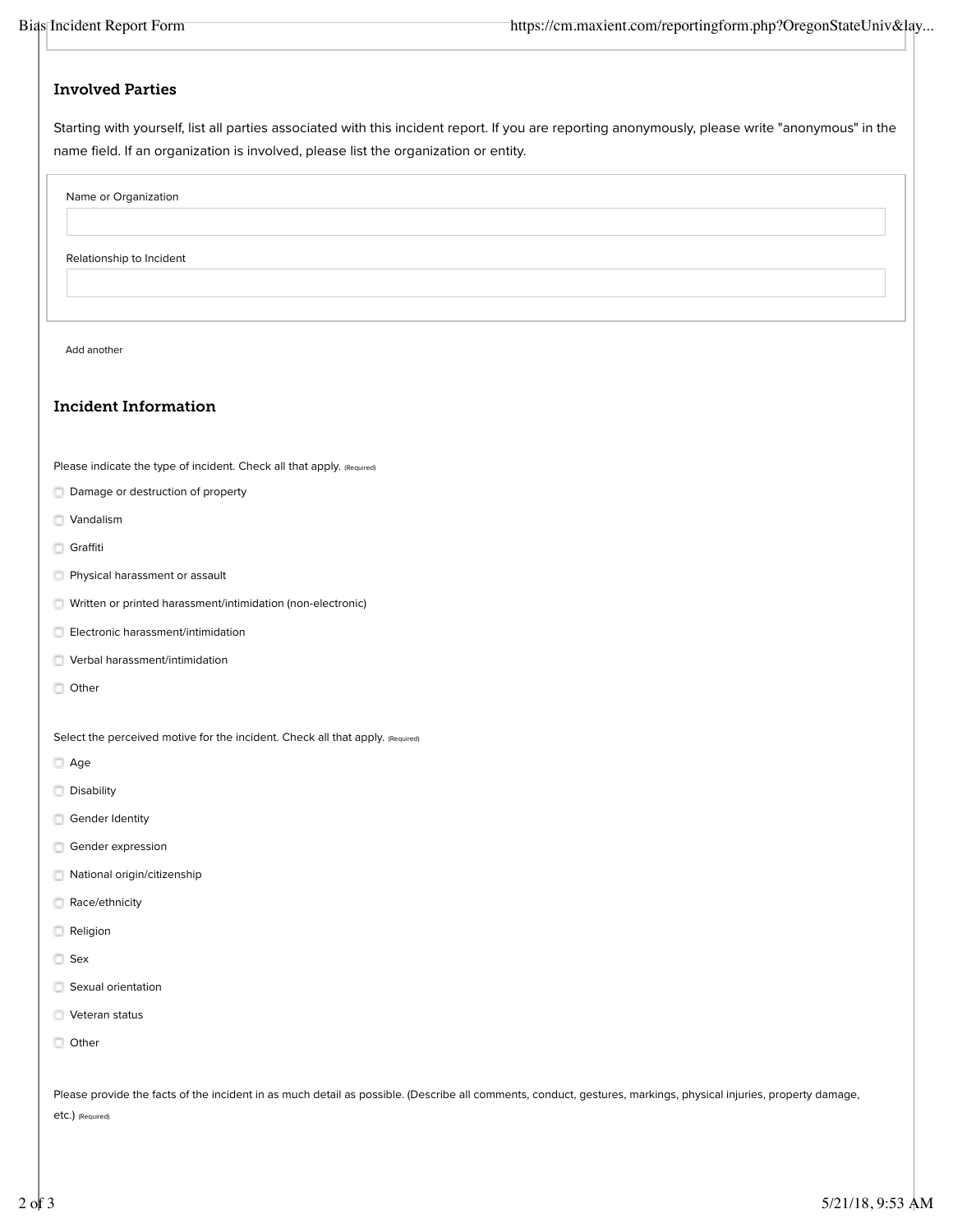## Involved Parties

Starting with yourself, list all parties associated with this incident report. If you are reporting anonymously, please write "anonymous" in the name field. If an organization is involved, please list the organization or entity.

Name or Organization

Relationship to Incident

Add another

## Incident Information

Please indicate the type of incident. Check all that apply. (Required)

- [ ] Damage or destruction of property
- [ ] Vandalism
- [ ] Graffiti
- [ ] Physical harassment or assault
- [ ] Written or printed harassment/intimidation (non-electronic)
- [ ] Electronic harassment/intimidation
- [ ] Verbal harassment/intimidation
- [ ] Other

Select the perceived motive for the incident. Check all that apply. (Required)

- [ ] Age
- [ ] Disability
- [ ] Gender Identity
- [ ] Gender expression
- [ ] National origin/citizenship
- [ ] Race/ethnicity
- [ ] Religion
- [ ] Sex
- [ ] Sexual orientation
- [ ] Veteran status
- [ ] Other

Please provide the facts of the incident in as much detail as possible. (Describe all comments, conduct, gestures, markings, physical injuries, property damage, etc.) (Required)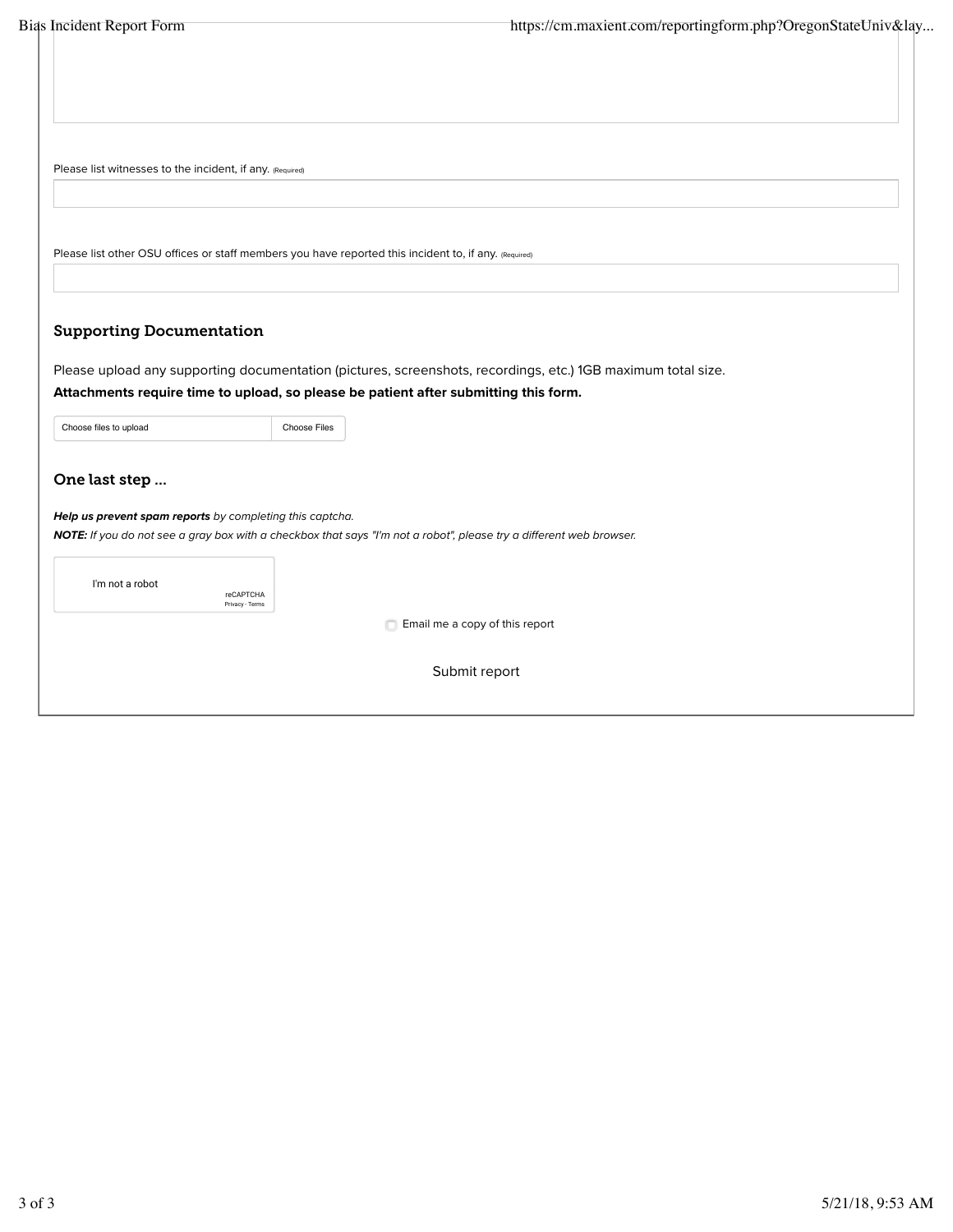Please list witnesses to the incident, if any. (Required)

Please list other OSU offices or staff members you have reported this incident to, if any. (Required)

### Supporting Documentation

Please upload any supporting documentation (pictures, screenshots, recordings, etc.) 1GB maximum total size.

**Attachments require time to upload, so please be patient after submitting this form.**

Choose files to upload | Choose Files

### One last step ...

***Help us prevent spam reports*** *by completing this captcha.*

***NOTE:*** *If you do not see a gray box with a checkbox that says "I'm not a robot", please try a different web browser.*

I'm not a robot
reCAPTCHA
Privacy - Terms

☐ Email me a copy of this report

Submit report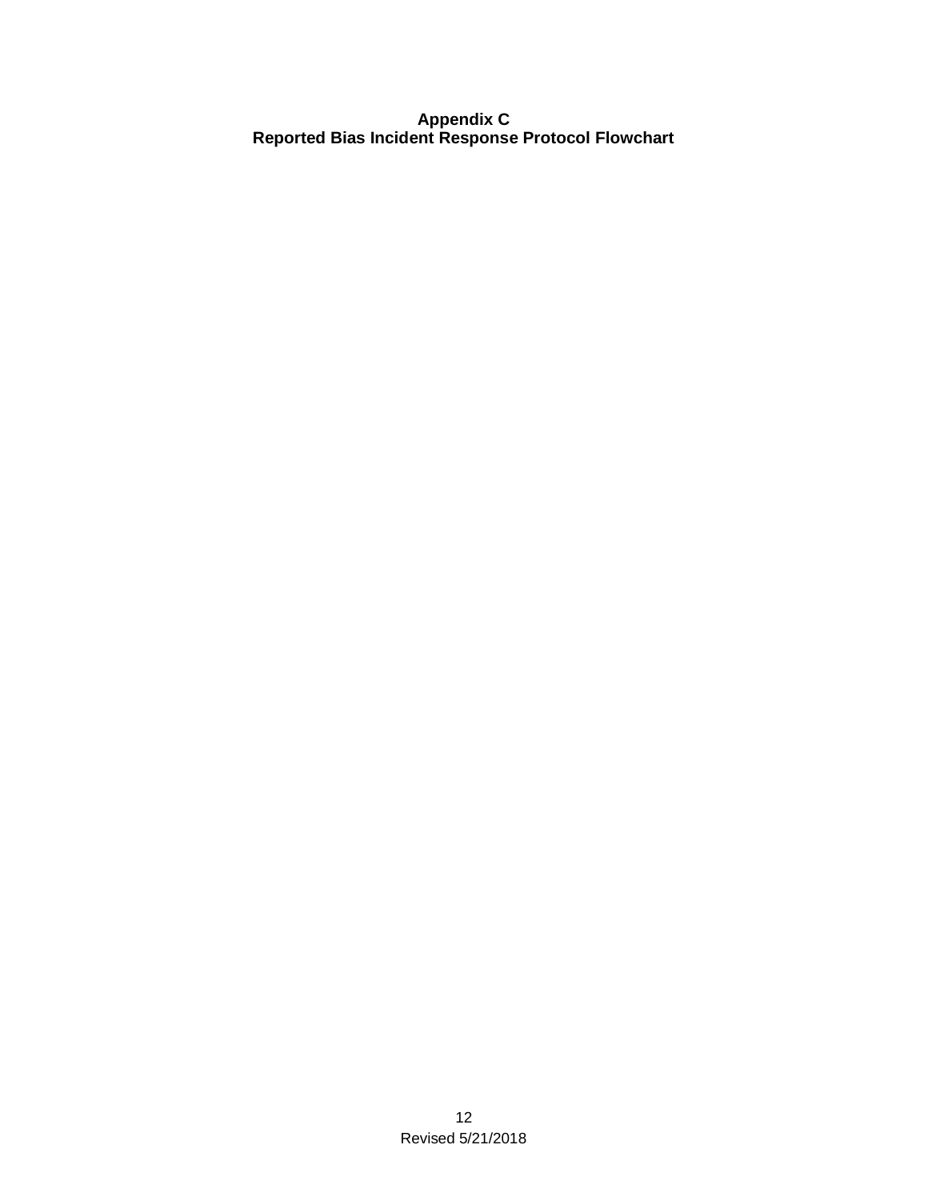**Appendix C**
**Reported Bias Incident Response Protocol Flowchart**

Revised 5/21/2018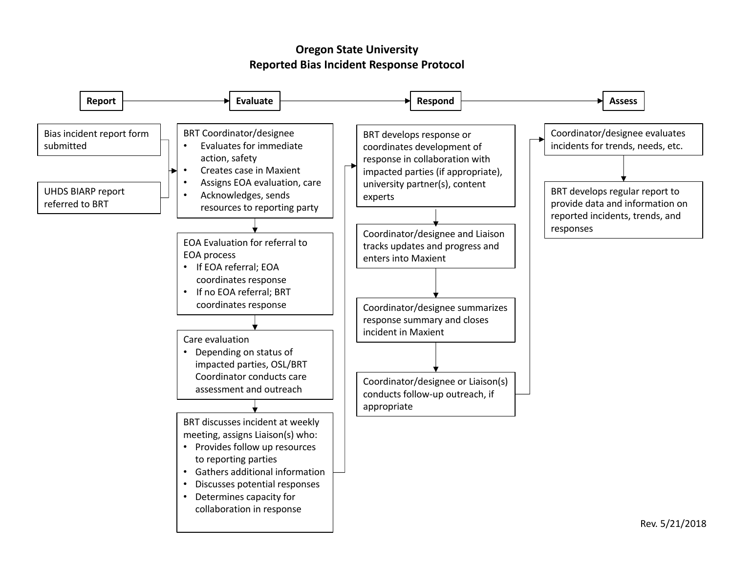# Oregon State University
## Reported Bias Incident Response Protocol

**Report** → **Evaluate** → **Respond** → **Assess**

### Report

Bias incident report form submitted

UHDS BIARP report referred to BRT

### Evaluate

BRT Coordinator/designee
- Evaluates for immediate action, safety
- Creates case in Maxient
- Assigns EOA evaluation, care
- Acknowledges, sends resources to reporting party

EOA Evaluation for referral to EOA process
- If EOA referral; EOA coordinates response
- If no EOA referral; BRT coordinates response

Care evaluation
- Depending on status of impacted parties, OSL/BRT Coordinator conducts care assessment and outreach

BRT discusses incident at weekly meeting, assigns Liaison(s) who:
- Provides follow up resources to reporting parties
- Gathers additional information
- Discusses potential responses
- Determines capacity for collaboration in response

### Respond

BRT develops response or coordinates development of response in collaboration with impacted parties (if appropriate), university partner(s), content experts

Coordinator/designee and Liaison tracks updates and progress and enters into Maxient

Coordinator/designee summarizes response summary and closes incident in Maxient

Coordinator/designee or Liaison(s) conducts follow-up outreach, if appropriate

### Assess

Coordinator/designee evaluates incidents for trends, needs, etc.

BRT develops regular report to provide data and information on reported incidents, trends, and responses

Rev. 5/21/2018